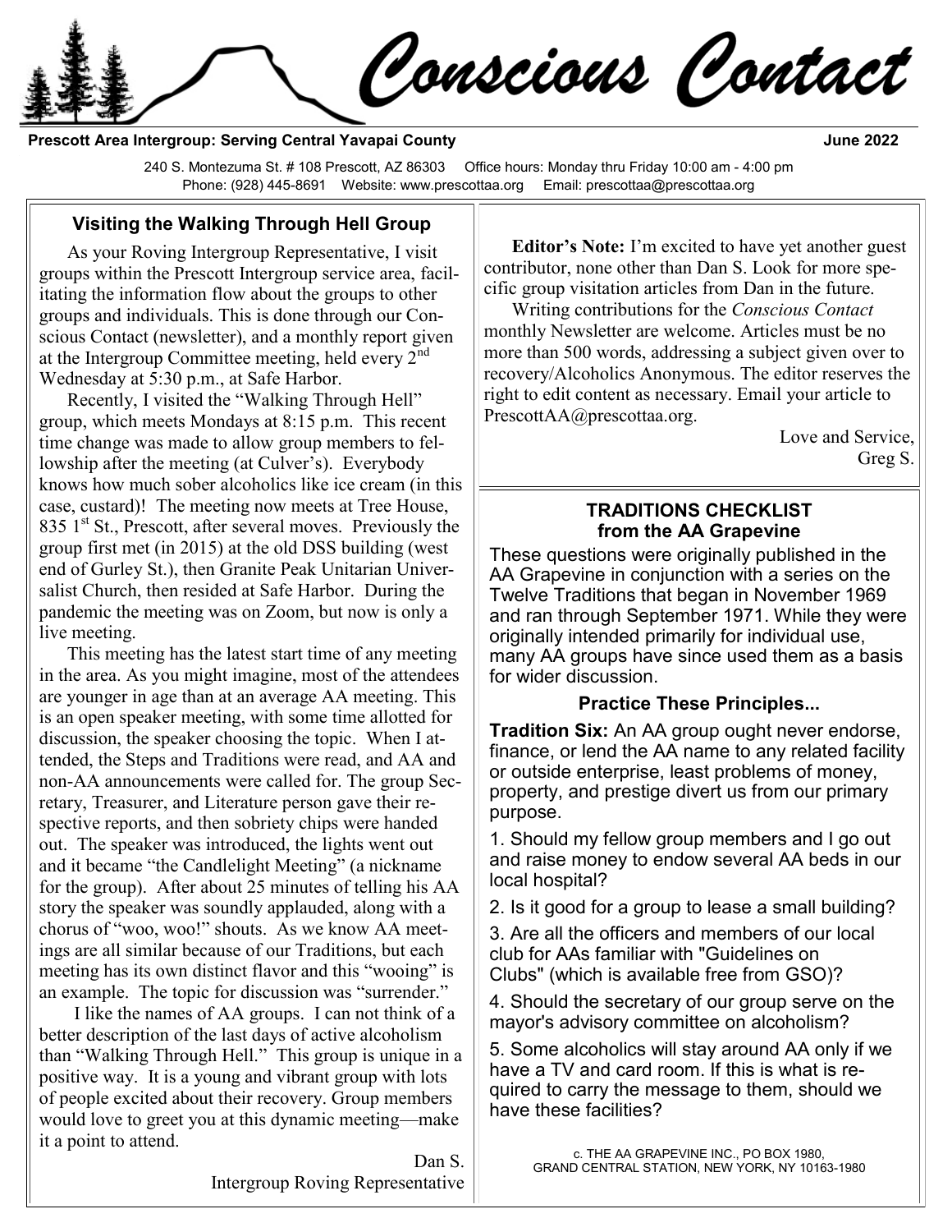# Conscious Contact

**Prescott Area Intergroup: Serving Central Yavapai County** **June 2022**

240 S. Montezuma St. # 108 Prescott, AZ 86303 Office hours: Monday thru Friday 10:00 am - 4:00 pm
Phone: (928) 445-8691 Website: www.prescottaa.org Email: prescottaa@prescottaa.org

## Visiting the Walking Through Hell Group

As your Roving Intergroup Representative, I visit groups within the Prescott Intergroup service area, facilitating the information flow about the groups to other groups and individuals. This is done through our Conscious Contact (newsletter), and a monthly report given at the Intergroup Committee meeting, held every 2nd Wednesday at 5:30 p.m., at Safe Harbor.

Recently, I visited the "Walking Through Hell" group, which meets Mondays at 8:15 p.m. This recent time change was made to allow group members to fellowship after the meeting (at Culver's). Everybody knows how much sober alcoholics like ice cream (in this case, custard)! The meeting now meets at Tree House, 835 1st St., Prescott, after several moves. Previously the group first met (in 2015) at the old DSS building (west end of Gurley St.), then Granite Peak Unitarian Universalist Church, then resided at Safe Harbor. During the pandemic the meeting was on Zoom, but now is only a live meeting.

This meeting has the latest start time of any meeting in the area. As you might imagine, most of the attendees are younger in age than at an average AA meeting. This is an open speaker meeting, with some time allotted for discussion, the speaker choosing the topic. When I attended, the Steps and Traditions were read, and AA and non-AA announcements were called for. The group Secretary, Treasurer, and Literature person gave their respective reports, and then sobriety chips were handed out. The speaker was introduced, the lights went out and it became "the Candlelight Meeting" (a nickname for the group). After about 25 minutes of telling his AA story the speaker was soundly applauded, along with a chorus of "woo, woo!" shouts. As we know AA meetings are all similar because of our Traditions, but each meeting has its own distinct flavor and this "wooing" is an example. The topic for discussion was "surrender."

I like the names of AA groups. I can not think of a better description of the last days of active alcoholism than "Walking Through Hell." This group is unique in a positive way. It is a young and vibrant group with lots of people excited about their recovery. Group members would love to greet you at this dynamic meeting—make it a point to attend.

Dan S.
Intergroup Roving Representative

---

**Editor's Note:** I'm excited to have yet another guest contributor, none other than Dan S. Look for more specific group visitation articles from Dan in the future.

Writing contributions for the *Conscious Contact* monthly Newsletter are welcome. Articles must be no more than 500 words, addressing a subject given over to recovery/Alcoholics Anonymous. The editor reserves the right to edit content as necessary. Email your article to PrescottAA@prescottaa.org.

Love and Service,
Greg S.

---

## TRADITIONS CHECKLIST from the AA Grapevine

These questions were originally published in the AA Grapevine in conjunction with a series on the Twelve Traditions that began in November 1969 and ran through September 1971. While they were originally intended primarily for individual use, many AA groups have since used them as a basis for wider discussion.

### Practice These Principles...

**Tradition Six:** An AA group ought never endorse, finance, or lend the AA name to any related facility or outside enterprise, least problems of money, property, and prestige divert us from our primary purpose.

1. Should my fellow group members and I go out and raise money to endow several AA beds in our local hospital?
2. Is it good for a group to lease a small building?
3. Are all the officers and members of our local club for AAs familiar with "Guidelines on Clubs" (which is available free from GSO)?
4. Should the secretary of our group serve on the mayor's advisory committee on alcoholism?
5. Some alcoholics will stay around AA only if we have a TV and card room. If this is what is required to carry the message to them, should we have these facilities?

c. THE AA GRAPEVINE INC., PO BOX 1980, GRAND CENTRAL STATION, NEW YORK, NY 10163-1980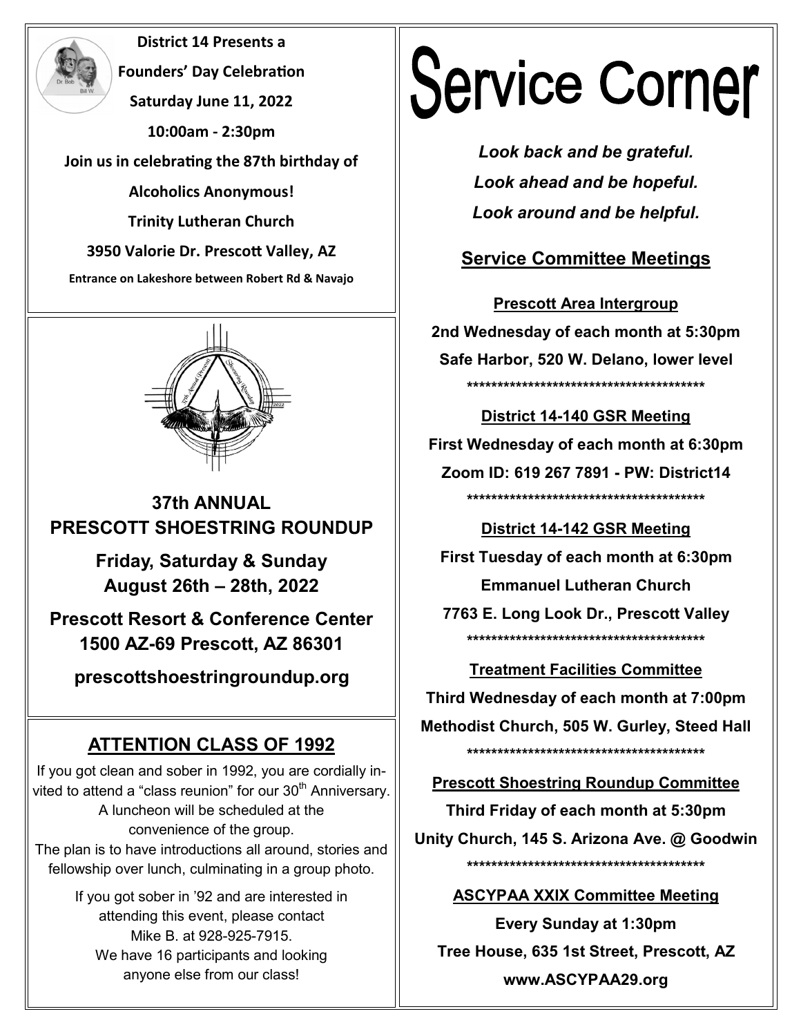**District 14 Presents a**

**Founders' Day Celebration**

**Saturday June 11, 2022**

**10:00am - 2:30pm**

**Join us in celebrating the 87th birthday of**

**Alcoholics Anonymous!**

**Trinity Lutheran Church**

**3950 Valorie Dr. Prescott Valley, AZ**

**Entrance on Lakeshore between Robert Rd & Navajo**

## 37th ANNUAL PRESCOTT SHOESTRING ROUNDUP

**Friday, Saturday & Sunday**
**August 26th – 28th, 2022**

**Prescott Resort & Conference Center**
**1500 AZ-69 Prescott, AZ 86301**

**prescottshoestringroundup.org**

## ATTENTION CLASS OF 1992

If you got clean and sober in 1992, you are cordially invited to attend a "class reunion" for our 30th Anniversary. A luncheon will be scheduled at the convenience of the group.
The plan is to have introductions all around, stories and fellowship over lunch, culminating in a group photo.

If you got sober in '92 and are interested in attending this event, please contact Mike B. at 928-925-7915.
We have 16 participants and looking anyone else from our class!

# Service Corner

***Look back and be grateful.***
***Look ahead and be hopeful.***
***Look around and be helpful.***

## Service Committee Meetings

**Prescott Area Intergroup**
**2nd Wednesday of each month at 5:30pm**
**Safe Harbor, 520 W. Delano, lower level**

****************************************

**District 14-140 GSR Meeting**
**First Wednesday of each month at 6:30pm**
**Zoom ID: 619 267 7891 - PW: District14**

****************************************

**District 14-142 GSR Meeting**
**First Tuesday of each month at 6:30pm**
**Emmanuel Lutheran Church**
**7763 E. Long Look Dr., Prescott Valley**

****************************************

**Treatment Facilities Committee**
**Third Wednesday of each month at 7:00pm**
**Methodist Church, 505 W. Gurley, Steed Hall**

****************************************

**Prescott Shoestring Roundup Committee**
**Third Friday of each month at 5:30pm**
**Unity Church, 145 S. Arizona Ave. @ Goodwin**

****************************************

**ASCYPAA XXIX Committee Meeting**
**Every Sunday at 1:30pm**
**Tree House, 635 1st Street, Prescott, AZ**
**www.ASCYPAA29.org**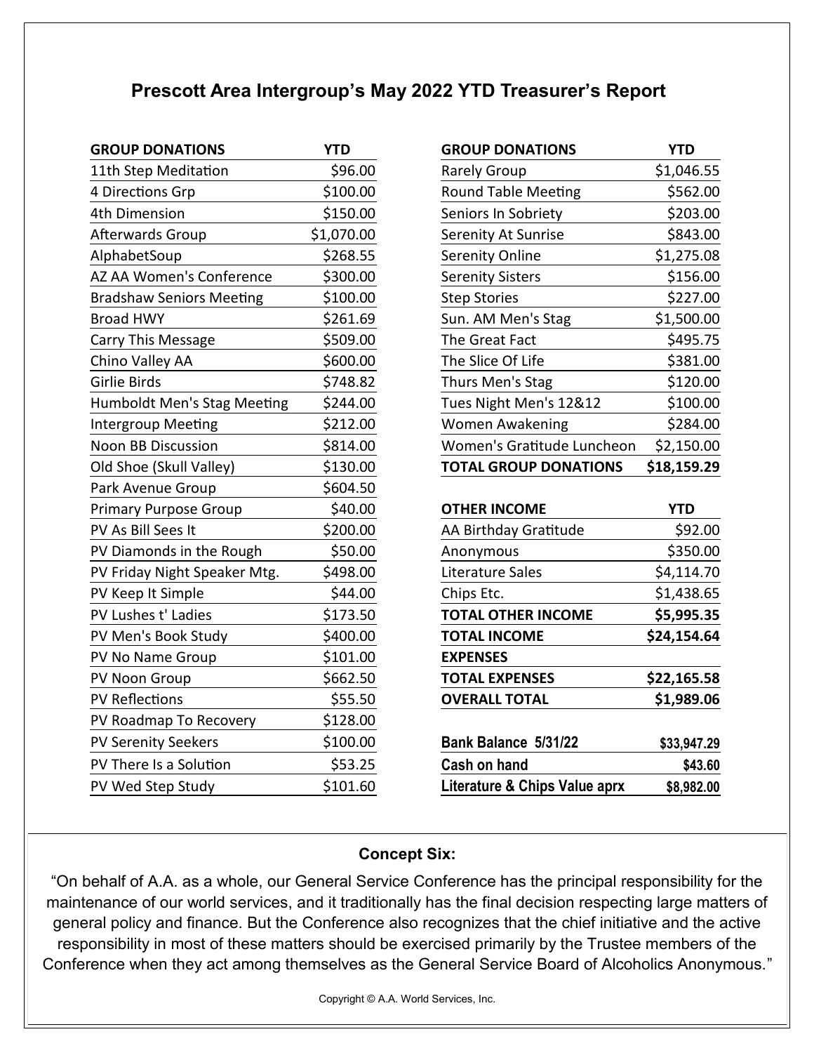## Prescott Area Intergroup's May 2022 YTD Treasurer's Report

| GROUP DONATIONS | YTD |
|---|---|
| 11th Step Meditation | $96.00 |
| 4 Directions Grp | $100.00 |
| 4th Dimension | $150.00 |
| Afterwards Group | $1,070.00 |
| AlphabetSoup | $268.55 |
| AZ AA Women's Conference | $300.00 |
| Bradshaw Seniors Meeting | $100.00 |
| Broad HWY | $261.69 |
| Carry This Message | $509.00 |
| Chino Valley AA | $600.00 |
| Girlie Birds | $748.82 |
| Humboldt Men's Stag Meeting | $244.00 |
| Intergroup Meeting | $212.00 |
| Noon BB Discussion | $814.00 |
| Old Shoe (Skull Valley) | $130.00 |
| Park Avenue Group | $604.50 |
| Primary Purpose Group | $40.00 |
| PV As Bill Sees It | $200.00 |
| PV Diamonds in the Rough | $50.00 |
| PV Friday Night Speaker Mtg. | $498.00 |
| PV Keep It Simple | $44.00 |
| PV Lushes t' Ladies | $173.50 |
| PV Men's Book Study | $400.00 |
| PV No Name Group | $101.00 |
| PV Noon Group | $662.50 |
| PV Reflections | $55.50 |
| PV Roadmap To Recovery | $128.00 |
| PV Serenity Seekers | $100.00 |
| PV There Is a Solution | $53.25 |
| PV Wed Step Study | $101.60 |
| Rarely Group | $1,046.55 |
| Round Table Meeting | $562.00 |
| Seniors In Sobriety | $203.00 |
| Serenity At Sunrise | $843.00 |
| Serenity Online | $1,275.08 |
| Serenity Sisters | $156.00 |
| Step Stories | $227.00 |
| Sun. AM Men's Stag | $1,500.00 |
| The Great Fact | $495.75 |
| The Slice Of Life | $381.00 |
| Thurs Men's Stag | $120.00 |
| Tues Night Men's 12&12 | $100.00 |
| Women Awakening | $284.00 |
| Women's Gratitude Luncheon | $2,150.00 |
| **TOTAL GROUP DONATIONS** | **$18,159.29** |

| OTHER INCOME | YTD |
|---|---|
| AA Birthday Gratitude | $92.00 |
| Anonymous | $350.00 |
| Literature Sales | $4,114.70 |
| Chips Etc. | $1,438.65 |
| **TOTAL OTHER INCOME** | **$5,995.35** |
| **TOTAL INCOME** | **$24,154.64** |
| **EXPENSES** | |
| **TOTAL EXPENSES** | **$22,165.58** |
| **OVERALL TOTAL** | **$1,989.06** |

| | |
|---|---|
| **Bank Balance 5/31/22** | **$33,947.29** |
| **Cash on hand** | **$43.60** |
| **Literature & Chips Value aprx** | **$8,982.00** |

### Concept Six:

"On behalf of A.A. as a whole, our General Service Conference has the principal responsibility for the maintenance of our world services, and it traditionally has the final decision respecting large matters of general policy and finance. But the Conference also recognizes that the chief initiative and the active responsibility in most of these matters should be exercised primarily by the Trustee members of the Conference when they act among themselves as the General Service Board of Alcoholics Anonymous."

Copyright © A.A. World Services, Inc.